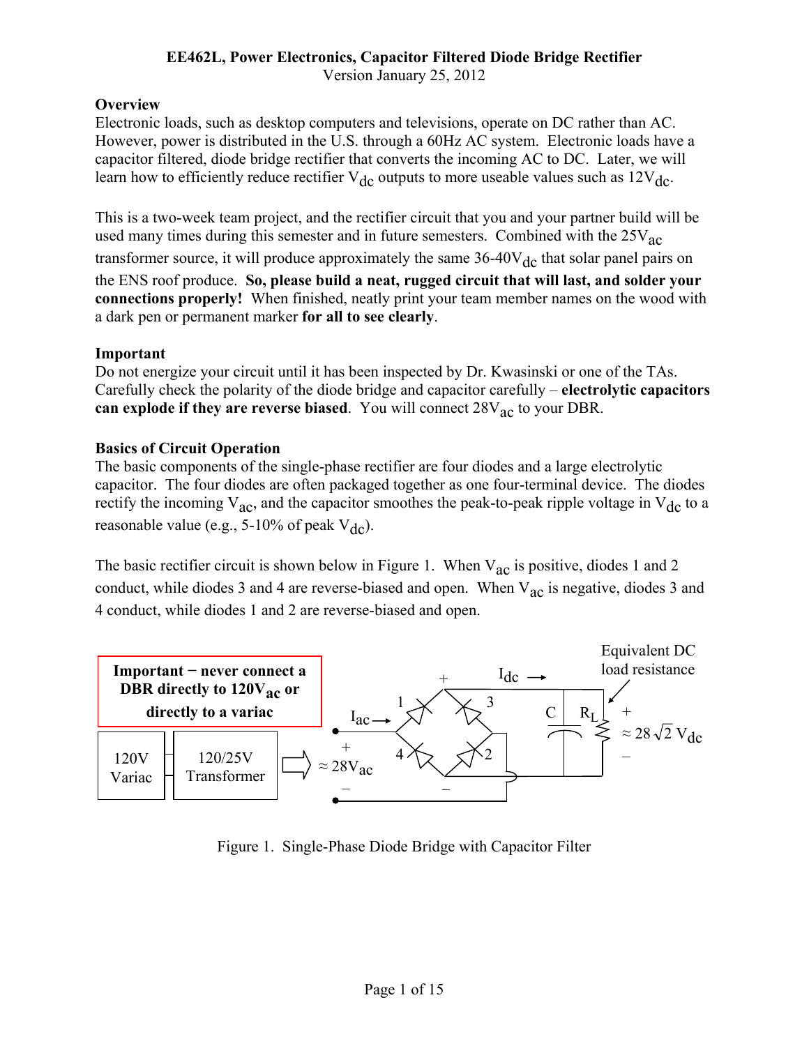**EE462L, Power Electronics, Capacitor Filtered Diode Bridge Rectifier**
Version January 25, 2012

## Overview

Electronic loads, such as desktop computers and televisions, operate on DC rather than AC. However, power is distributed in the U.S. through a 60Hz AC system. Electronic loads have a capacitor filtered, diode bridge rectifier that converts the incoming AC to DC. Later, we will learn how to efficiently reduce rectifier $V_{dc}$ outputs to more useable values such as $12V_{dc}$.

This is a two-week team project, and the rectifier circuit that you and your partner build will be used many times during this semester and in future semesters. Combined with the $25V_{ac}$ transformer source, it will produce approximately the same $36\text{-}40V_{dc}$ that solar panel pairs on the ENS roof produce. **So, please build a neat, rugged circuit that will last, and solder your connections properly!** When finished, neatly print your team member names on the wood with a dark pen or permanent marker **for all to see clearly**.

## Important

Do not energize your circuit until it has been inspected by Dr. Kwasinski or one of the TAs. Carefully check the polarity of the diode bridge and capacitor carefully – **electrolytic capacitors can explode if they are reverse biased**. You will connect $28V_{ac}$ to your DBR.

## Basics of Circuit Operation

The basic components of the single-phase rectifier are four diodes and a large electrolytic capacitor. The four diodes are often packaged together as one four-terminal device. The diodes rectify the incoming $V_{ac}$, and the capacitor smoothes the peak-to-peak ripple voltage in $V_{dc}$ to a reasonable value (e.g., 5-10% of peak $V_{dc}$).

The basic rectifier circuit is shown below in Figure 1. When $V_{ac}$ is positive, diodes 1 and 2 conduct, while diodes 3 and 4 are reverse-biased and open. When $V_{ac}$ is negative, diodes 3 and 4 conduct, while diodes 1 and 2 are reverse-biased and open.

**Important − never connect a DBR directly to $120V_{ac}$ or directly to a variac**

120V Variac → 120/25V Transformer → $\approx 28V_{ac}$ ; $I_{ac}$ ; $I_{dc}$ ; C ; $R_L$ ; Equivalent DC load resistance ; $\approx 28\sqrt{2}\,V_{dc}$

Figure 1. Single-Phase Diode Bridge with Capacitor Filter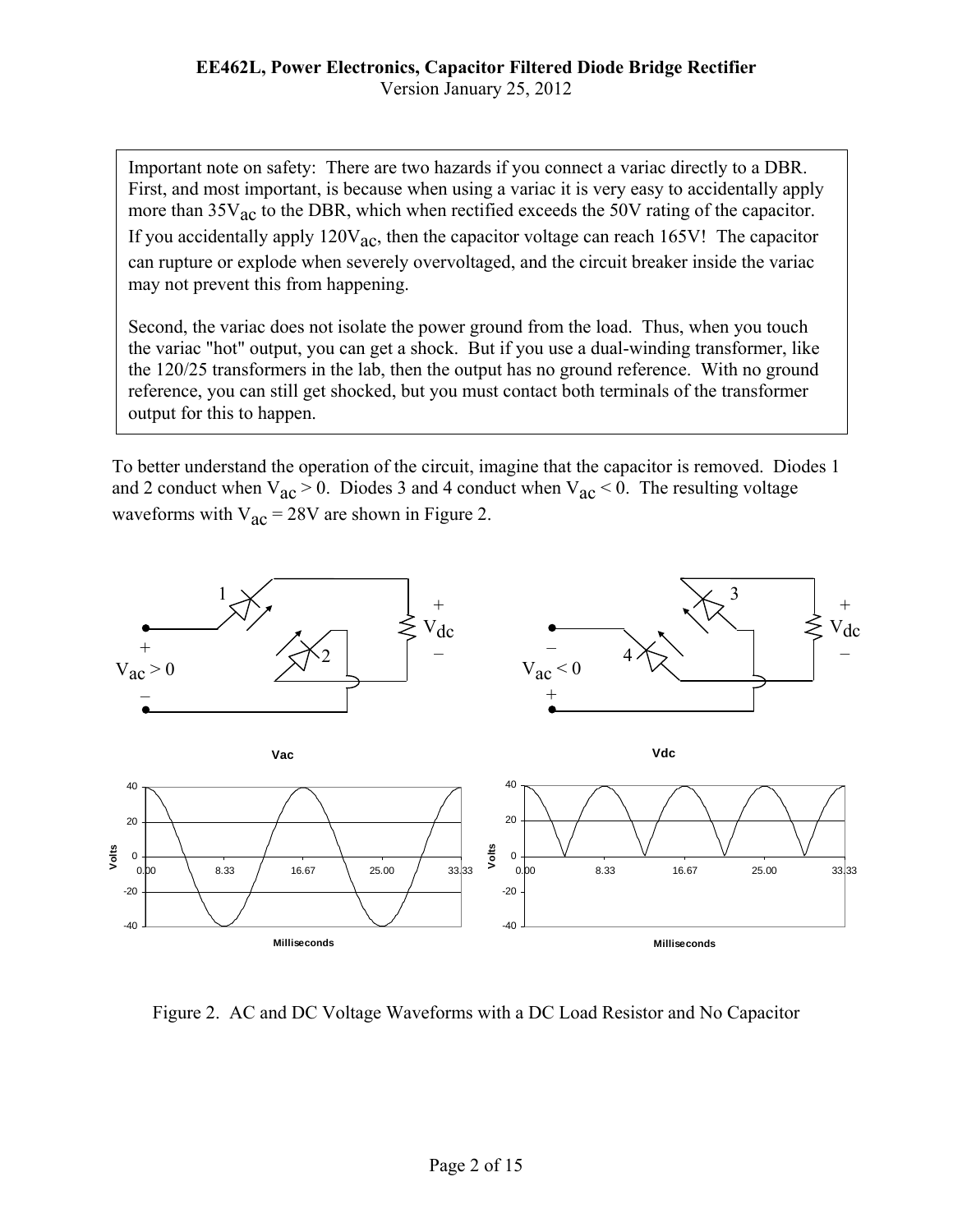Important note on safety: There are two hazards if you connect a variac directly to a DBR. First, and most important, is because when using a variac it is very easy to accidentally apply more than $35V_{ac}$ to the DBR, which when rectified exceeds the 50V rating of the capacitor. If you accidentally apply $120V_{ac}$, then the capacitor voltage can reach 165V! The capacitor can rupture or explode when severely overvoltaged, and the circuit breaker inside the variac may not prevent this from happening.

Second, the variac does not isolate the power ground from the load. Thus, when you touch the variac "hot" output, you can get a shock. But if you use a dual-winding transformer, like the 120/25 transformers in the lab, then the output has no ground reference. With no ground reference, you can still get shocked, but you must contact both terminals of the transformer output for this to happen.

To better understand the operation of the circuit, imagine that the capacitor is removed. Diodes 1 and 2 conduct when $V_{ac} > 0$. Diodes 3 and 4 conduct when $V_{ac} < 0$. The resulting voltage waveforms with $V_{ac}$ = 28V are shown in Figure 2.

Figure 2. AC and DC Voltage Waveforms with a DC Load Resistor and No Capacitor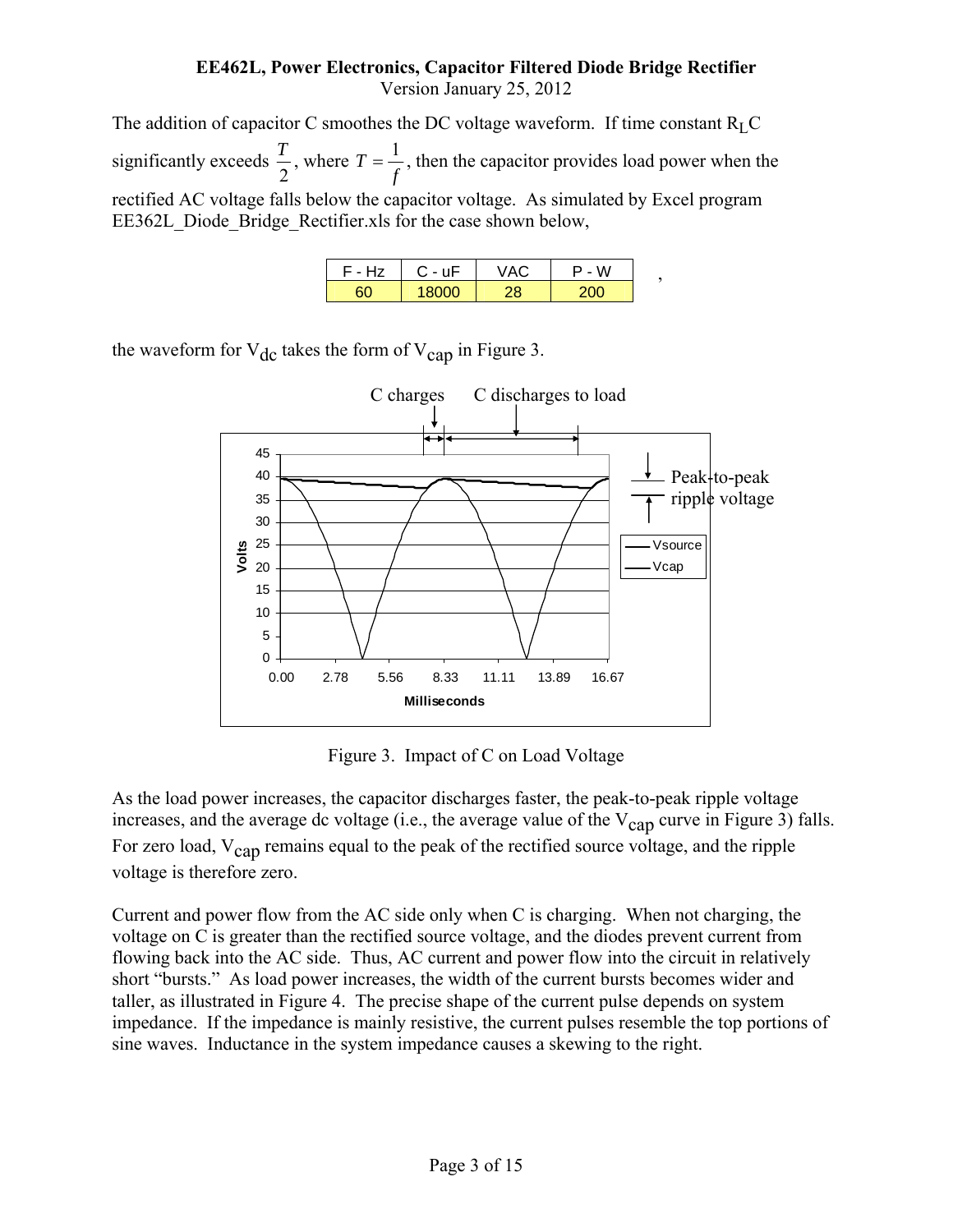The addition of capacitor C smoothes the DC voltage waveform. If time constant $R_L C$ significantly exceeds $\frac{T}{2}$, where $T = \frac{1}{f}$, then the capacitor provides load power when the rectified AC voltage falls below the capacitor voltage. As simulated by Excel program EE362L_Diode_Bridge_Rectifier.xls for the case shown below,

| F - Hz | C - uF | VAC | P - W |
|---|---|---|---|
| 60 | 18000 | 28 | 200 |

,

the waveform for $V_{dc}$ takes the form of $V_{cap}$ in Figure 3.

Figure 3. Impact of C on Load Voltage

As the load power increases, the capacitor discharges faster, the peak-to-peak ripple voltage increases, and the average dc voltage (i.e., the average value of the $V_{cap}$ curve in Figure 3) falls. For zero load, $V_{cap}$ remains equal to the peak of the rectified source voltage, and the ripple voltage is therefore zero.

Current and power flow from the AC side only when C is charging. When not charging, the voltage on C is greater than the rectified source voltage, and the diodes prevent current from flowing back into the AC side. Thus, AC current and power flow into the circuit in relatively short "bursts." As load power increases, the width of the current bursts becomes wider and taller, as illustrated in Figure 4. The precise shape of the current pulse depends on system impedance. If the impedance is mainly resistive, the current pulses resemble the top portions of sine waves. Inductance in the system impedance causes a skewing to the right.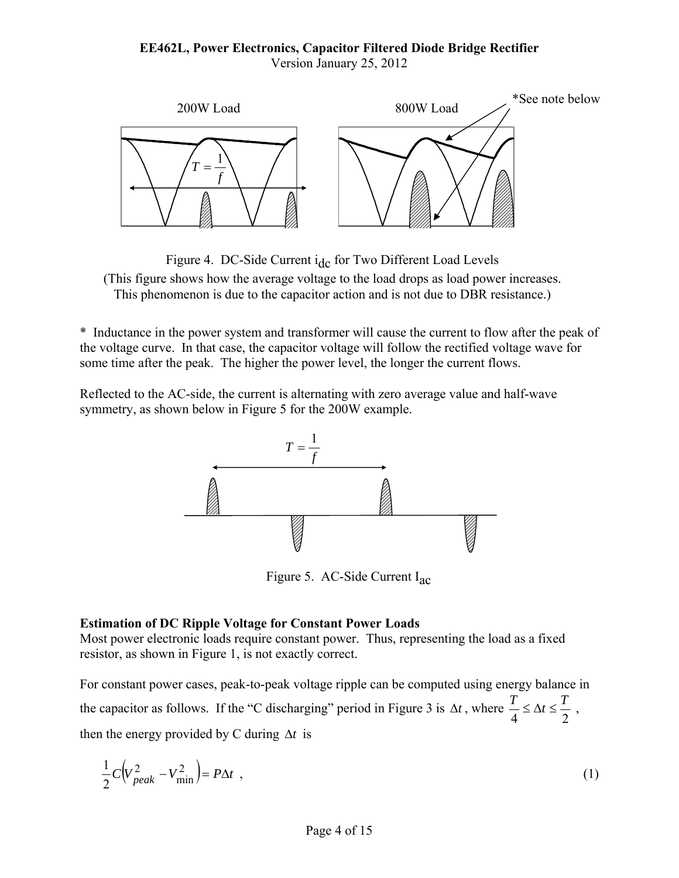Figure 4. DC-Side Current $i_{dc}$ for Two Different Load Levels
(This figure shows how the average voltage to the load drops as load power increases. This phenomenon is due to the capacitor action and is not due to DBR resistance.)

\* Inductance in the power system and transformer will cause the current to flow after the peak of the voltage curve. In that case, the capacitor voltage will follow the rectified voltage wave for some time after the peak. The higher the power level, the longer the current flows.

Reflected to the AC-side, the current is alternating with zero average value and half-wave symmetry, as shown below in Figure 5 for the 200W example.

Figure 5. AC-Side Current $I_{ac}$

**Estimation of DC Ripple Voltage for Constant Power Loads**
Most power electronic loads require constant power. Thus, representing the load as a fixed resistor, as shown in Figure 1, is not exactly correct.

For constant power cases, peak-to-peak voltage ripple can be computed using energy balance in the capacitor as follows. If the "C discharging" period in Figure 3 is $\Delta t$, where $\frac{T}{4} \leq \Delta t \leq \frac{T}{2}$, then the energy provided by C during $\Delta t$ is

$$\frac{1}{2}C\left(V_{peak}^{2} - V_{\min}^{2}\right) = P\Delta t \ , \tag{1}$$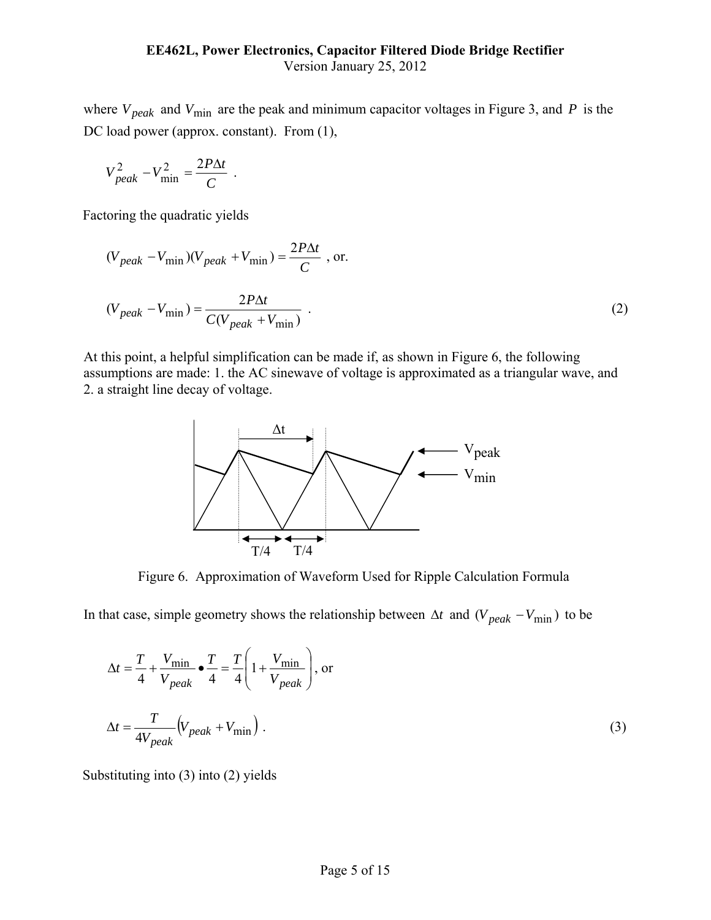where $V_{peak}$ and $V_{\min}$ are the peak and minimum capacitor voltages in Figure 3, and $P$ is the DC load power (approx. constant). From (1),

$$V_{peak}^2 - V_{\min}^2 = \frac{2P\Delta t}{C} \; .$$

Factoring the quadratic yields

$$(V_{peak} - V_{\min})(V_{peak} + V_{\min}) = \frac{2P\Delta t}{C} \text{ , or.}$$

$$(V_{peak} - V_{\min}) = \frac{2P\Delta t}{C(V_{peak} + V_{\min})} \; . \tag{2}$$

At this point, a helpful simplification can be made if, as shown in Figure 6, the following assumptions are made: 1. the AC sinewave of voltage is approximated as a triangular wave, and 2. a straight line decay of voltage.

Figure 6. Approximation of Waveform Used for Ripple Calculation Formula

In that case, simple geometry shows the relationship between $\Delta t$ and $(V_{peak} - V_{\min})$ to be

$$\Delta t = \frac{T}{4} + \frac{V_{\min}}{V_{peak}} \bullet \frac{T}{4} = \frac{T}{4}\left(1 + \frac{V_{\min}}{V_{peak}}\right) \text{, or}$$

$$\Delta t = \frac{T}{4V_{peak}}\left(V_{peak} + V_{\min}\right) . \tag{3}$$

Substituting into (3) into (2) yields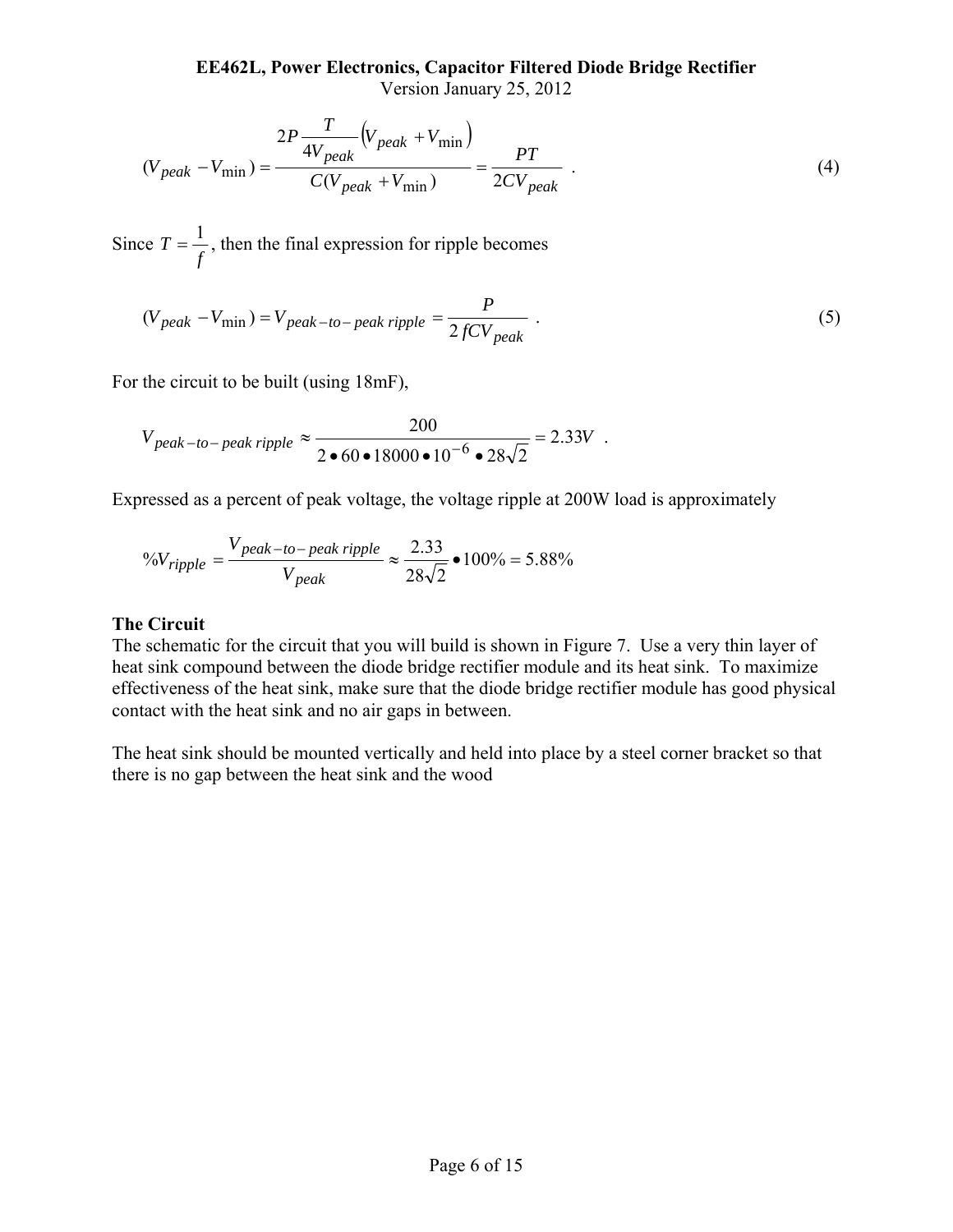$$(V_{peak} - V_{\min}) = \frac{2P \dfrac{T}{4V_{peak}} \left(V_{peak} + V_{\min}\right)}{C(V_{peak} + V_{\min})} = \frac{PT}{2CV_{peak}} \quad . \tag{4}$$

Since $T = \dfrac{1}{f}$, then the final expression for ripple becomes

$$(V_{peak} - V_{\min}) = V_{peak-to-peak\ ripple} = \frac{P}{2fCV_{peak}} \quad . \tag{5}$$

For the circuit to be built (using 18mF),

$$V_{peak-to-peak\ ripple} \approx \frac{200}{2 \bullet 60 \bullet 18000 \bullet 10^{-6} \bullet 28\sqrt{2}} = 2.33V \quad .$$

Expressed as a percent of peak voltage, the voltage ripple at 200W load is approximately

$$\%V_{ripple} = \frac{V_{peak-to-peak\ ripple}}{V_{peak}} \approx \frac{2.33}{28\sqrt{2}} \bullet 100\% = 5.88\%$$

### The Circuit

The schematic for the circuit that you will build is shown in Figure 7. Use a very thin layer of heat sink compound between the diode bridge rectifier module and its heat sink. To maximize effectiveness of the heat sink, make sure that the diode bridge rectifier module has good physical contact with the heat sink and no air gaps in between.

The heat sink should be mounted vertically and held into place by a steel corner bracket so that there is no gap between the heat sink and the wood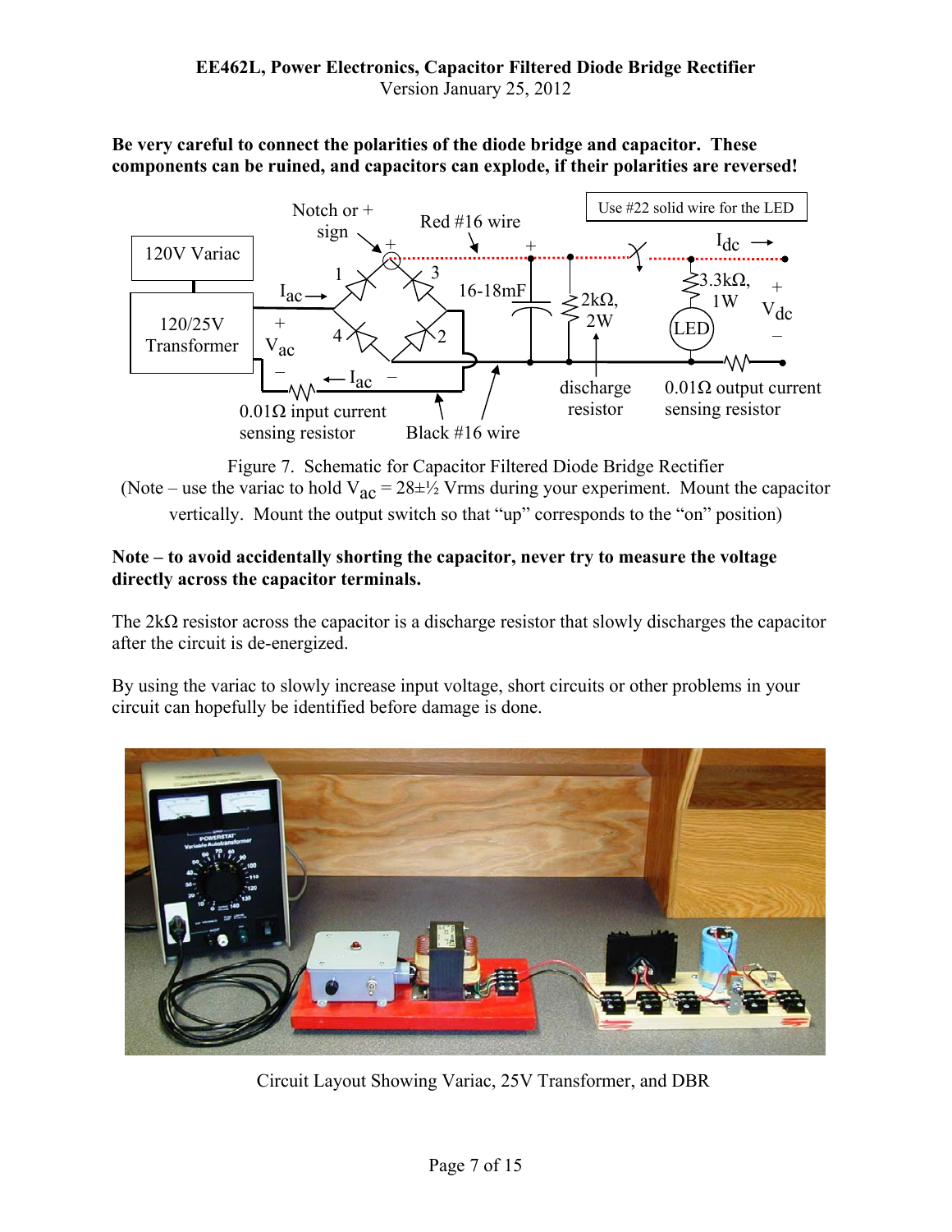**Be very careful to connect the polarities of the diode bridge and capacitor. These components can be ruined, and capacitors can explode, if their polarities are reversed!**

Figure 7. Schematic for Capacitor Filtered Diode Bridge Rectifier
(Note – use the variac to hold $V_{ac}$ = 28±½ Vrms during your experiment. Mount the capacitor vertically. Mount the output switch so that "up" corresponds to the "on" position)

**Note – to avoid accidentally shorting the capacitor, never try to measure the voltage directly across the capacitor terminals.**

The 2kΩ resistor across the capacitor is a discharge resistor that slowly discharges the capacitor after the circuit is de-energized.

By using the variac to slowly increase input voltage, short circuits or other problems in your circuit can hopefully be identified before damage is done.

Circuit Layout Showing Variac, 25V Transformer, and DBR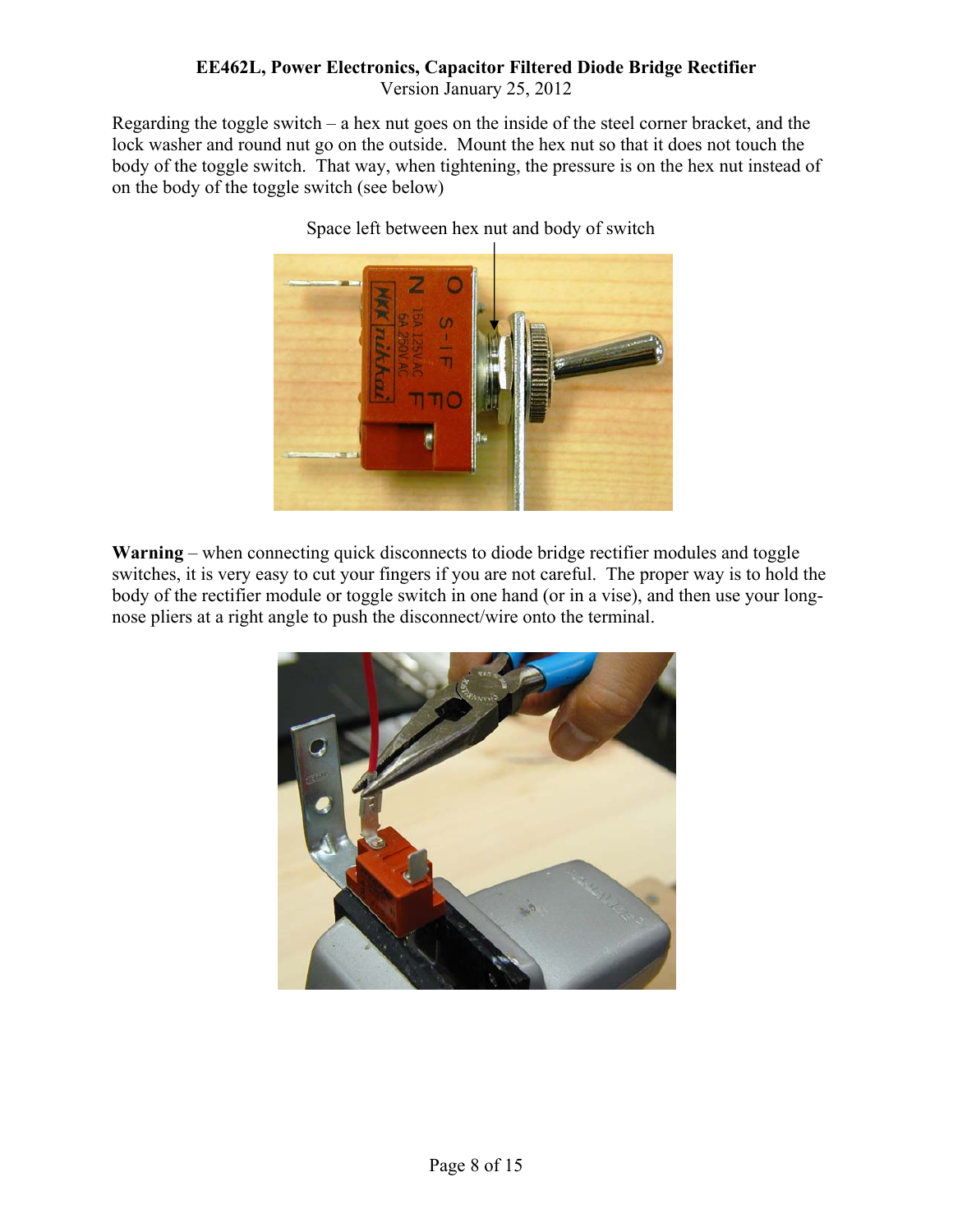Regarding the toggle switch – a hex nut goes on the inside of the steel corner bracket, and the lock washer and round nut go on the outside. Mount the hex nut so that it does not touch the body of the toggle switch. That way, when tightening, the pressure is on the hex nut instead of on the body of the toggle switch (see below)

Space left between hex nut and body of switch

**Warning** – when connecting quick disconnects to diode bridge rectifier modules and toggle switches, it is very easy to cut your fingers if you are not careful. The proper way is to hold the body of the rectifier module or toggle switch in one hand (or in a vise), and then use your long-nose pliers at a right angle to push the disconnect/wire onto the terminal.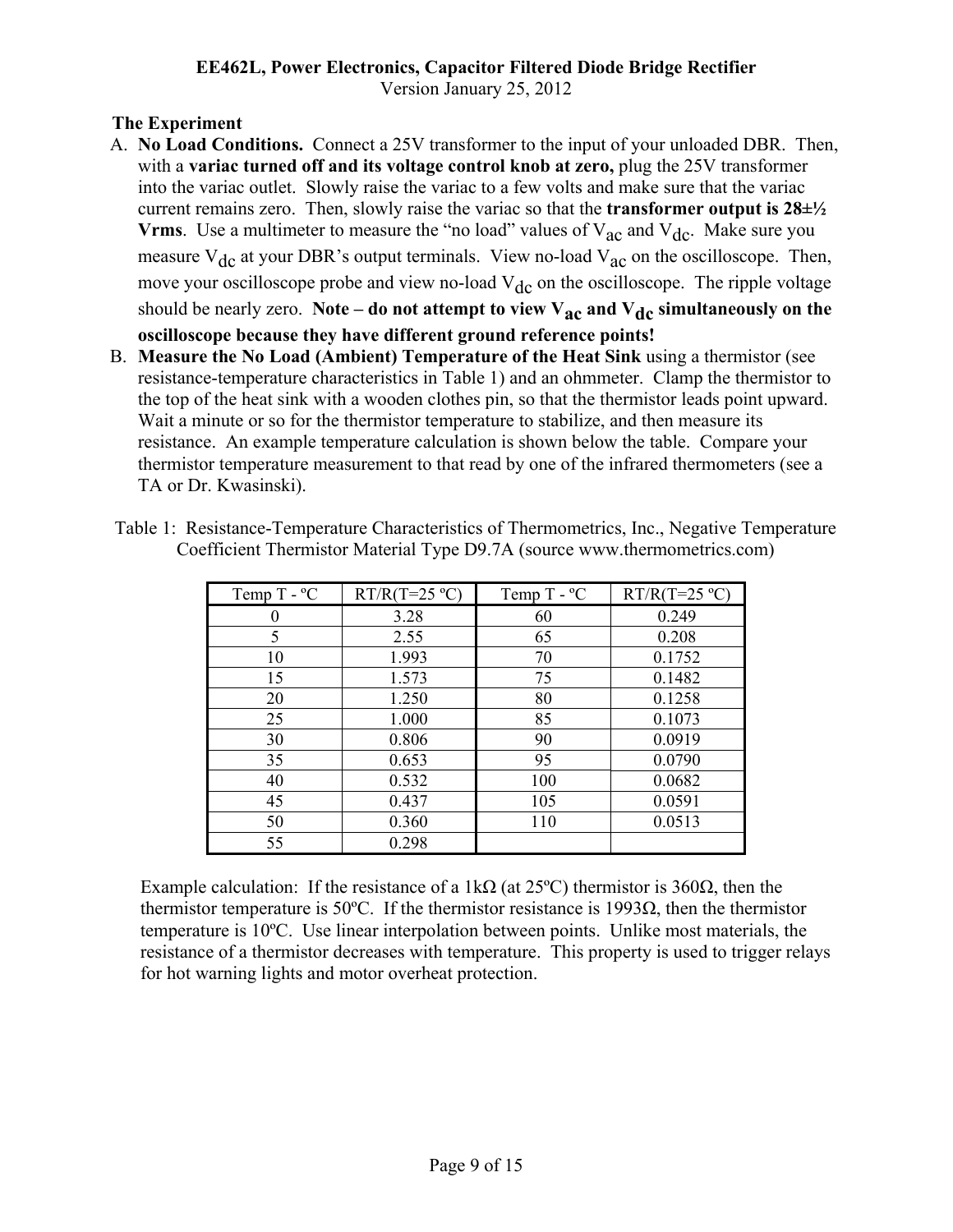**The Experiment**

A. **No Load Conditions.** Connect a 25V transformer to the input of your unloaded DBR. Then, with a **variac turned off and its voltage control knob at zero,** plug the 25V transformer into the variac outlet. Slowly raise the variac to a few volts and make sure that the variac current remains zero. Then, slowly raise the variac so that the **transformer output is 28±½ Vrms**. Use a multimeter to measure the "no load" values of $V_{ac}$ and $V_{dc}$. Make sure you measure $V_{dc}$ at your DBR's output terminals. View no-load $V_{ac}$ on the oscilloscope. Then, move your oscilloscope probe and view no-load $V_{dc}$ on the oscilloscope. The ripple voltage should be nearly zero. **Note – do not attempt to view $V_{ac}$ and $V_{dc}$ simultaneously on the oscilloscope because they have different ground reference points!**

B. **Measure the No Load (Ambient) Temperature of the Heat Sink** using a thermistor (see resistance-temperature characteristics in Table 1) and an ohmmeter. Clamp the thermistor to the top of the heat sink with a wooden clothes pin, so that the thermistor leads point upward. Wait a minute or so for the thermistor temperature to stabilize, and then measure its resistance. An example temperature calculation is shown below the table. Compare your thermistor temperature measurement to that read by one of the infrared thermometers (see a TA or Dr. Kwasinski).

Table 1: Resistance-Temperature Characteristics of Thermometrics, Inc., Negative Temperature Coefficient Thermistor Material Type D9.7A (source www.thermometrics.com)

| Temp T - ºC | RT/R(T=25 ºC) | Temp T - ºC | RT/R(T=25 ºC) |
|---|---|---|---|
| 0 | 3.28 | 60 | 0.249 |
| 5 | 2.55 | 65 | 0.208 |
| 10 | 1.993 | 70 | 0.1752 |
| 15 | 1.573 | 75 | 0.1482 |
| 20 | 1.250 | 80 | 0.1258 |
| 25 | 1.000 | 85 | 0.1073 |
| 30 | 0.806 | 90 | 0.0919 |
| 35 | 0.653 | 95 | 0.0790 |
| 40 | 0.532 | 100 | 0.0682 |
| 45 | 0.437 | 105 | 0.0591 |
| 50 | 0.360 | 110 | 0.0513 |
| 55 | 0.298 | | |

Example calculation: If the resistance of a 1kΩ (at 25ºC) thermistor is 360Ω, then the thermistor temperature is 50ºC. If the thermistor resistance is 1993Ω, then the thermistor temperature is 10ºC. Use linear interpolation between points. Unlike most materials, the resistance of a thermistor decreases with temperature. This property is used to trigger relays for hot warning lights and motor overheat protection.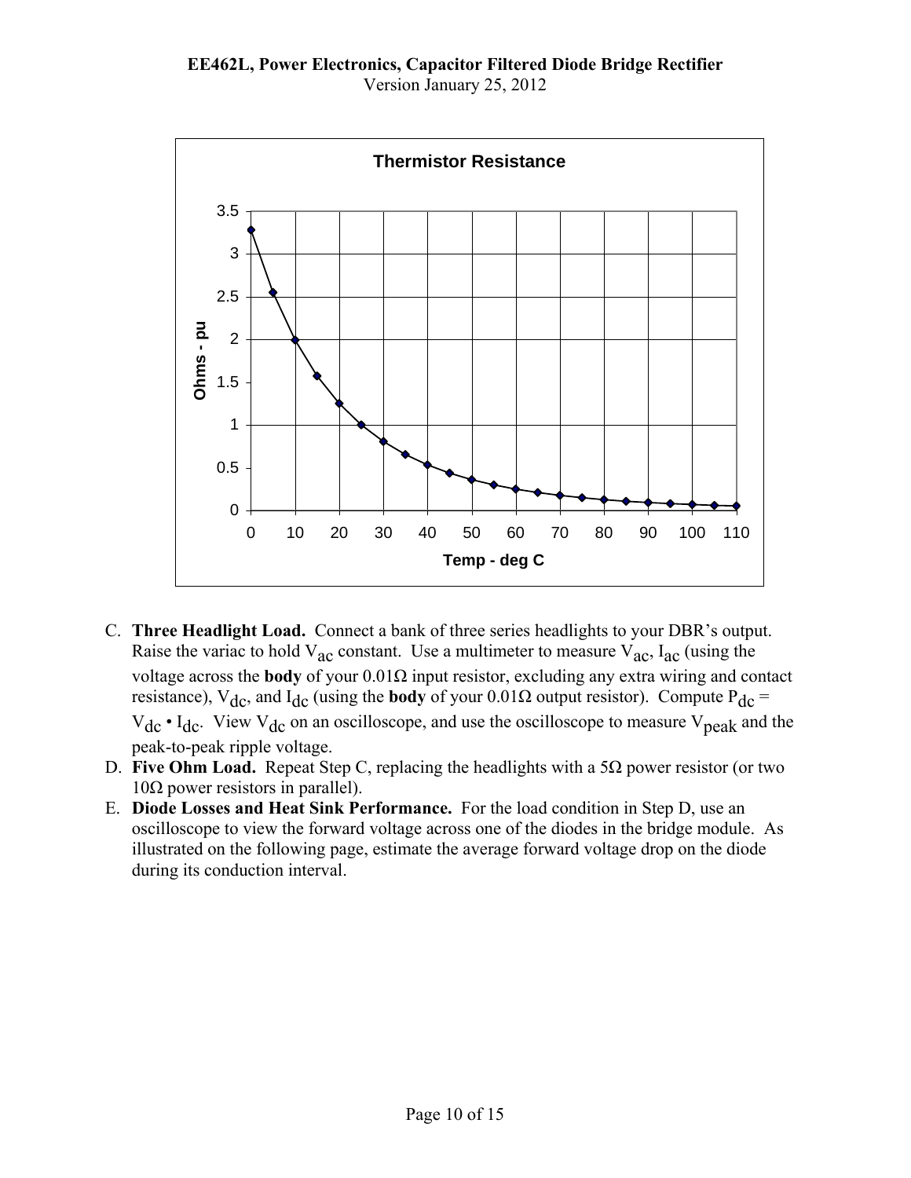C. **Three Headlight Load.** Connect a bank of three series headlights to your DBR's output. Raise the variac to hold $V_{ac}$ constant. Use a multimeter to measure $V_{ac}$, $I_{ac}$ (using the voltage across the **body** of your 0.01Ω input resistor, excluding any extra wiring and contact resistance), $V_{dc}$, and $I_{dc}$ (using the **body** of your 0.01Ω output resistor). Compute $P_{dc} = V_{dc} \bullet I_{dc}$. View $V_{dc}$ on an oscilloscope, and use the oscilloscope to measure $V_{peak}$ and the peak-to-peak ripple voltage.

D. **Five Ohm Load.** Repeat Step C, replacing the headlights with a 5Ω power resistor (or two 10Ω power resistors in parallel).

E. **Diode Losses and Heat Sink Performance.** For the load condition in Step D, use an oscilloscope to view the forward voltage across one of the diodes in the bridge module. As illustrated on the following page, estimate the average forward voltage drop on the diode during its conduction interval.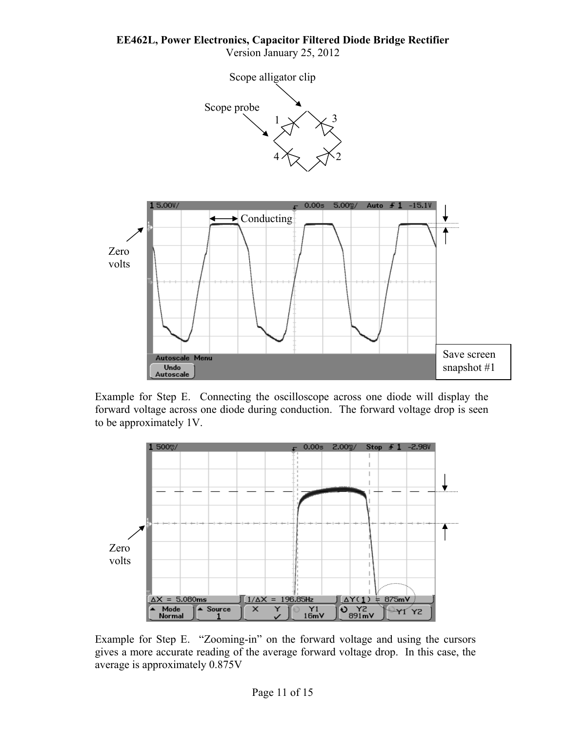Scope alligator clip

Scope probe

1 3

4 2

Conducting

Zero volts

Save screen snapshot #1

Example for Step E. Connecting the oscilloscope across one diode will display the forward voltage across one diode during conduction. The forward voltage drop is seen to be approximately 1V.

Zero volts

Example for Step E. "Zooming-in" on the forward voltage and using the cursors gives a more accurate reading of the average forward voltage drop. In this case, the average is approximately 0.875V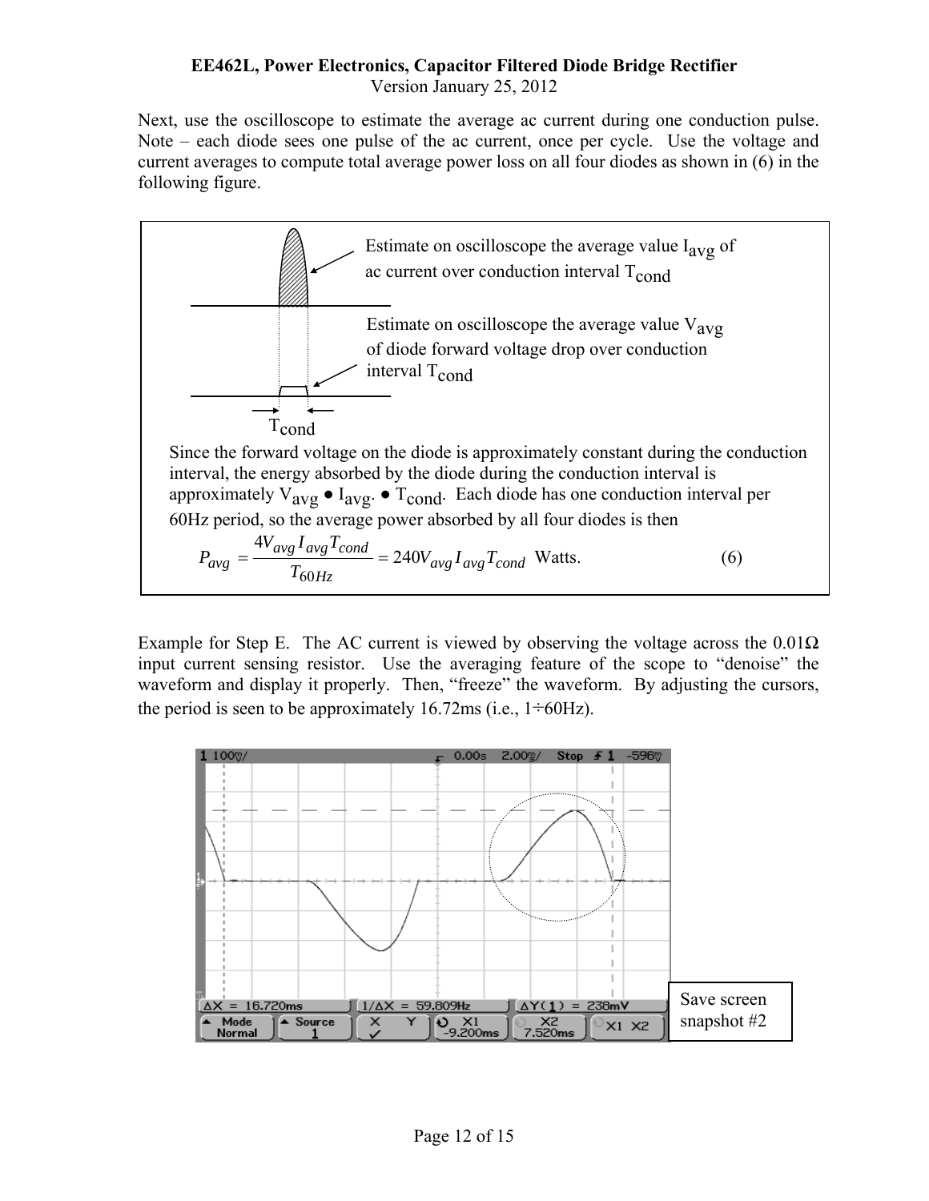Next, use the oscilloscope to estimate the average ac current during one conduction pulse. Note – each diode sees one pulse of the ac current, once per cycle. Use the voltage and current averages to compute total average power loss on all four diodes as shown in (6) in the following figure.

Estimate on oscilloscope the average value $I_{avg}$ of ac current over conduction interval $T_{cond}$

Estimate on oscilloscope the average value $V_{avg}$ of diode forward voltage drop over conduction interval $T_{cond}$

$T_{cond}$

Since the forward voltage on the diode is approximately constant during the conduction interval, the energy absorbed by the diode during the conduction interval is approximately $V_{avg} \bullet I_{avg} \bullet T_{cond}$. Each diode has one conduction interval per 60Hz period, so the average power absorbed by all four diodes is then

$$P_{avg} = \frac{4V_{avg}I_{avg}T_{cond}}{T_{60Hz}} = 240V_{avg}I_{avg}T_{cond} \text{ Watts.} \qquad (6)$$

Example for Step E. The AC current is viewed by observing the voltage across the 0.01Ω input current sensing resistor. Use the averaging feature of the scope to "denoise" the waveform and display it properly. Then, "freeze" the waveform. By adjusting the cursors, the period is seen to be approximately 16.72ms (i.e., 1÷60Hz).

1 100mV/ 0.00s 2.00ms/ Stop 1 -596mV

ΔX = 16.720ms | 1/ΔX = 59.809Hz | ΔY(1) = 238mV

Mode Normal | Source 1 | X Y | X1 -9.200ms | X2 7.520ms | X1 X2

Save screen snapshot #2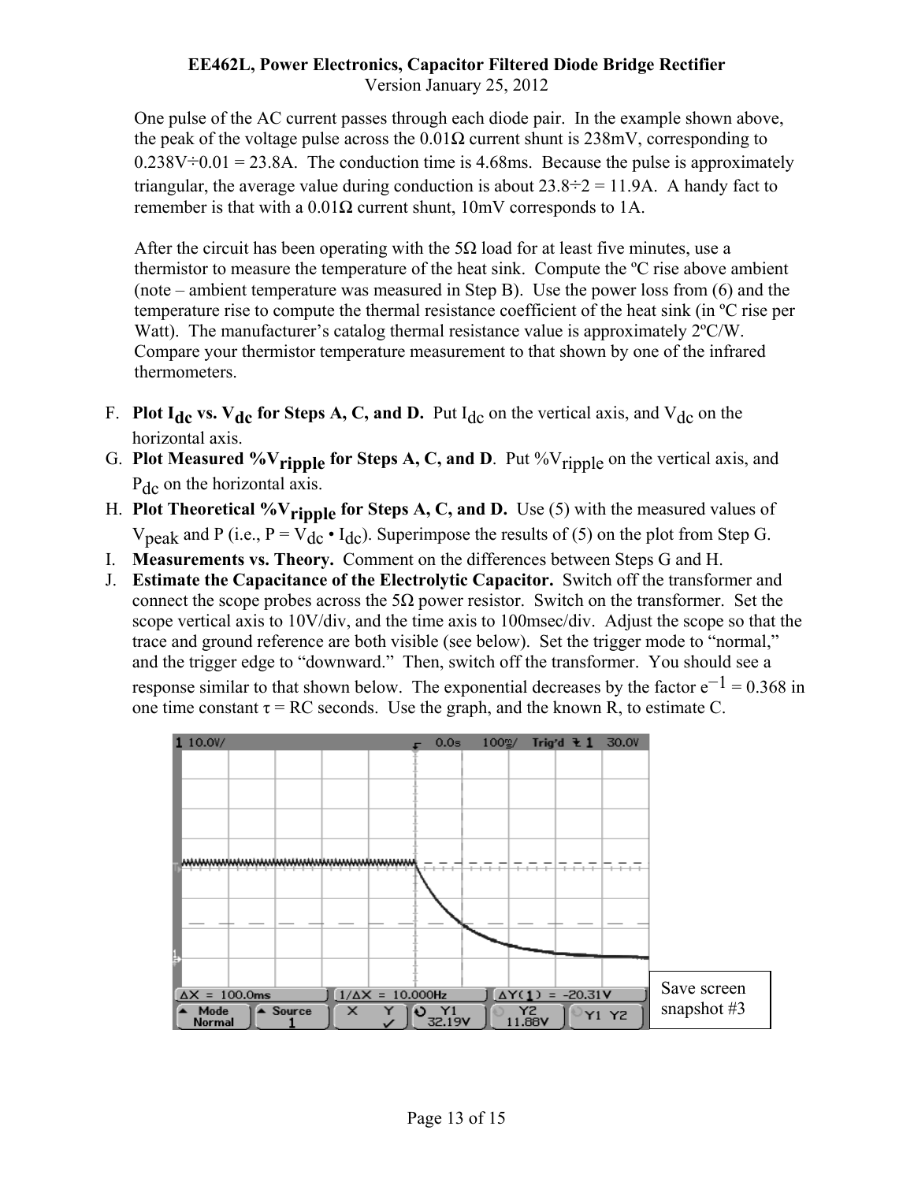One pulse of the AC current passes through each diode pair. In the example shown above, the peak of the voltage pulse across the 0.01Ω current shunt is 238mV, corresponding to 0.238V÷0.01 = 23.8A. The conduction time is 4.68ms. Because the pulse is approximately triangular, the average value during conduction is about 23.8÷2 = 11.9A. A handy fact to remember is that with a 0.01Ω current shunt, 10mV corresponds to 1A.

After the circuit has been operating with the 5Ω load for at least five minutes, use a thermistor to measure the temperature of the heat sink. Compute the ºC rise above ambient (note – ambient temperature was measured in Step B). Use the power loss from (6) and the temperature rise to compute the thermal resistance coefficient of the heat sink (in ºC rise per Watt). The manufacturer's catalog thermal resistance value is approximately 2ºC/W. Compare your thermistor temperature measurement to that shown by one of the infrared thermometers.

F. **Plot $I_{dc}$ vs. $V_{dc}$ for Steps A, C, and D.** Put $I_{dc}$ on the vertical axis, and $V_{dc}$ on the horizontal axis.

G. **Plot Measured $\%V_{ripple}$ for Steps A, C, and D**. Put $\%V_{ripple}$ on the vertical axis, and $P_{dc}$ on the horizontal axis.

H. **Plot Theoretical $\%V_{ripple}$ for Steps A, C, and D.** Use (5) with the measured values of $V_{peak}$ and P (i.e., $P = V_{dc} \cdot I_{dc}$). Superimpose the results of (5) on the plot from Step G.

I. **Measurements vs. Theory.** Comment on the differences between Steps G and H.

J. **Estimate the Capacitance of the Electrolytic Capacitor.** Switch off the transformer and connect the scope probes across the 5Ω power resistor. Switch on the transformer. Set the scope vertical axis to 10V/div, and the time axis to 100msec/div. Adjust the scope so that the trace and ground reference are both visible (see below). Set the trigger mode to "normal," and the trigger edge to "downward." Then, switch off the transformer. You should see a response similar to that shown below. The exponential decreases by the factor $e^{-1} = 0.368$ in one time constant $\tau = RC$ seconds. Use the graph, and the known R, to estimate C.

Save screen snapshot #3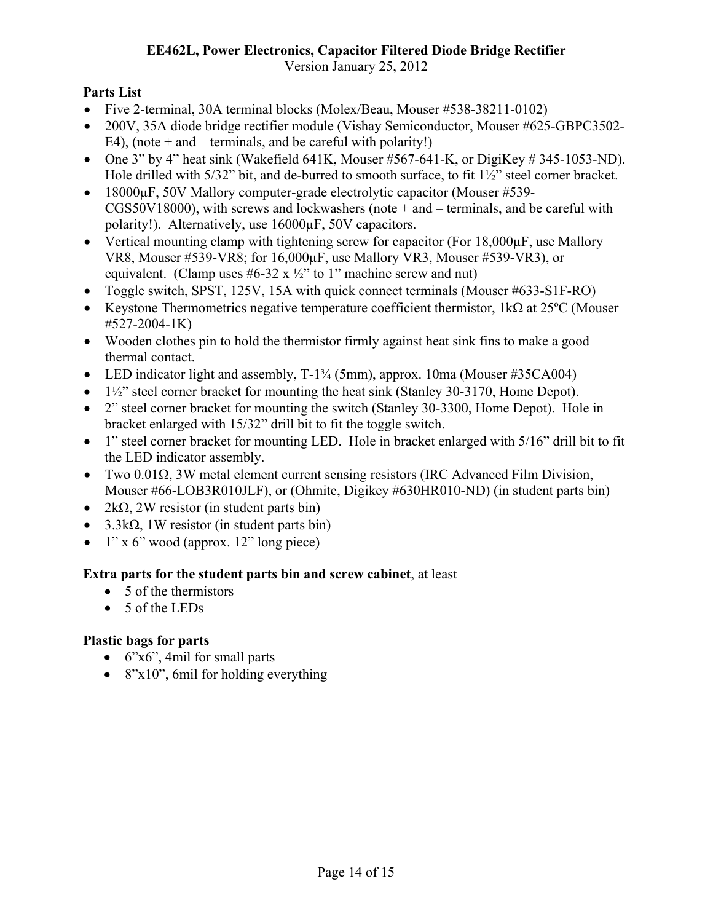**Parts List**

- Five 2-terminal, 30A terminal blocks (Molex/Beau, Mouser #538-38211-0102)
- 200V, 35A diode bridge rectifier module (Vishay Semiconductor, Mouser #625-GBPC3502-E4), (note + and – terminals, and be careful with polarity!)
- One 3" by 4" heat sink (Wakefield 641K, Mouser #567-641-K, or DigiKey # 345-1053-ND). Hole drilled with 5/32" bit, and de-burred to smooth surface, to fit 1½" steel corner bracket.
- 18000µF, 50V Mallory computer-grade electrolytic capacitor (Mouser #539-CGS50V18000), with screws and lockwashers (note + and – terminals, and be careful with polarity!). Alternatively, use 16000µF, 50V capacitors.
- Vertical mounting clamp with tightening screw for capacitor (For 18,000µF, use Mallory VR8, Mouser #539-VR8; for 16,000µF, use Mallory VR3, Mouser #539-VR3), or equivalent. (Clamp uses #6-32 x ½" to 1" machine screw and nut)
- Toggle switch, SPST, 125V, 15A with quick connect terminals (Mouser #633-S1F-RO)
- Keystone Thermometrics negative temperature coefficient thermistor, 1kΩ at 25ºC (Mouser #527-2004-1K)
- Wooden clothes pin to hold the thermistor firmly against heat sink fins to make a good thermal contact.
- LED indicator light and assembly, T-1¾ (5mm), approx. 10ma (Mouser #35CA004)
- 1½" steel corner bracket for mounting the heat sink (Stanley 30-3170, Home Depot).
- 2" steel corner bracket for mounting the switch (Stanley 30-3300, Home Depot). Hole in bracket enlarged with 15/32" drill bit to fit the toggle switch.
- 1" steel corner bracket for mounting LED. Hole in bracket enlarged with 5/16" drill bit to fit the LED indicator assembly.
- Two 0.01Ω, 3W metal element current sensing resistors (IRC Advanced Film Division, Mouser #66-LOB3R010JLF), or (Ohmite, Digikey #630HR010-ND) (in student parts bin)
- 2kΩ, 2W resistor (in student parts bin)
- 3.3kΩ, 1W resistor (in student parts bin)
- 1" x 6" wood (approx. 12" long piece)

**Extra parts for the student parts bin and screw cabinet**, at least

- 5 of the thermistors
- 5 of the LEDs

**Plastic bags for parts**

- 6"x6", 4mil for small parts
- 8"x10", 6mil for holding everything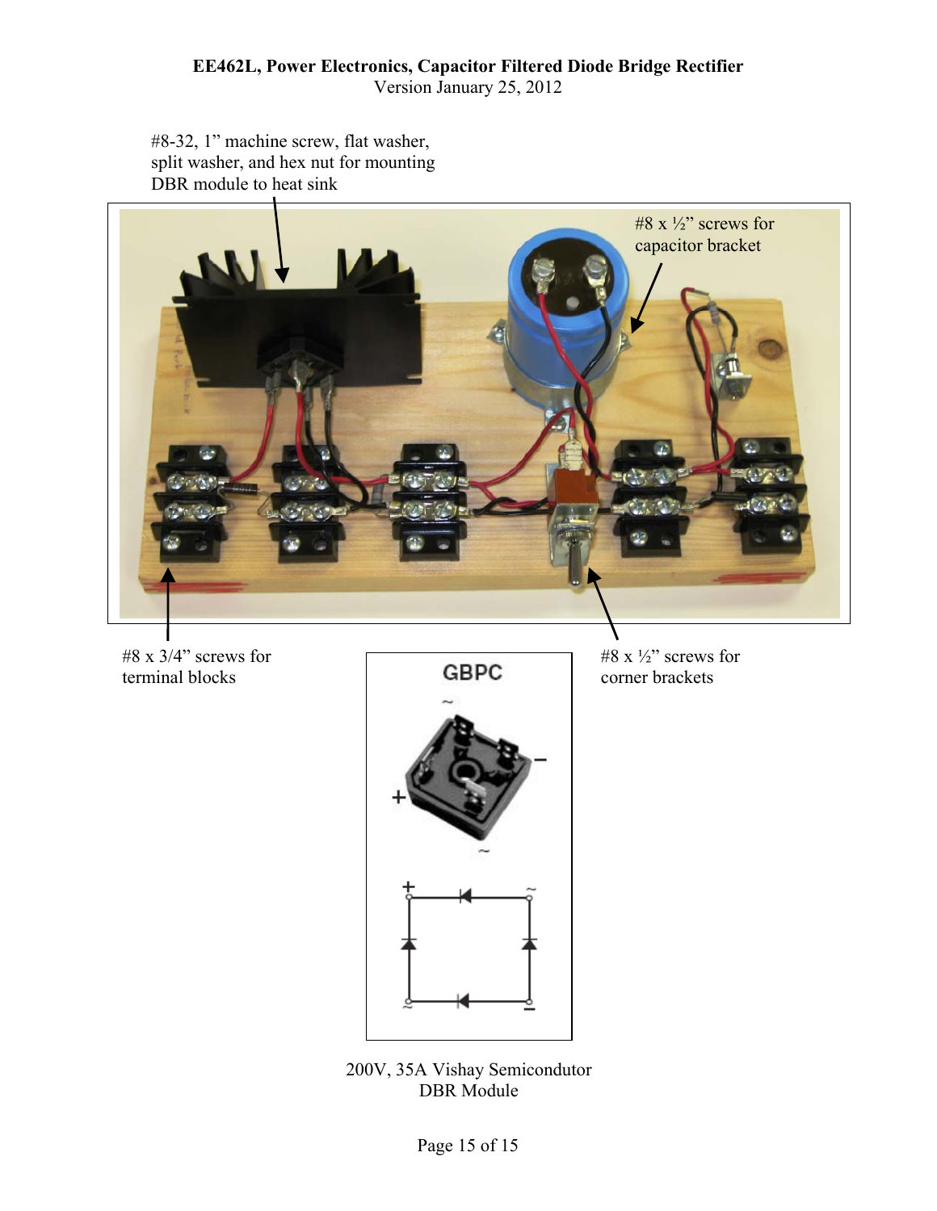#8-32, 1" machine screw, flat washer, split washer, and hex nut for mounting DBR module to heat sink

#8 x ½" screws for capacitor bracket

#8 x 3/4" screws for terminal blocks

#8 x ½" screws for corner brackets

GBPC

~

−

+

~

200V, 35A Vishay Semicondutor DBR Module